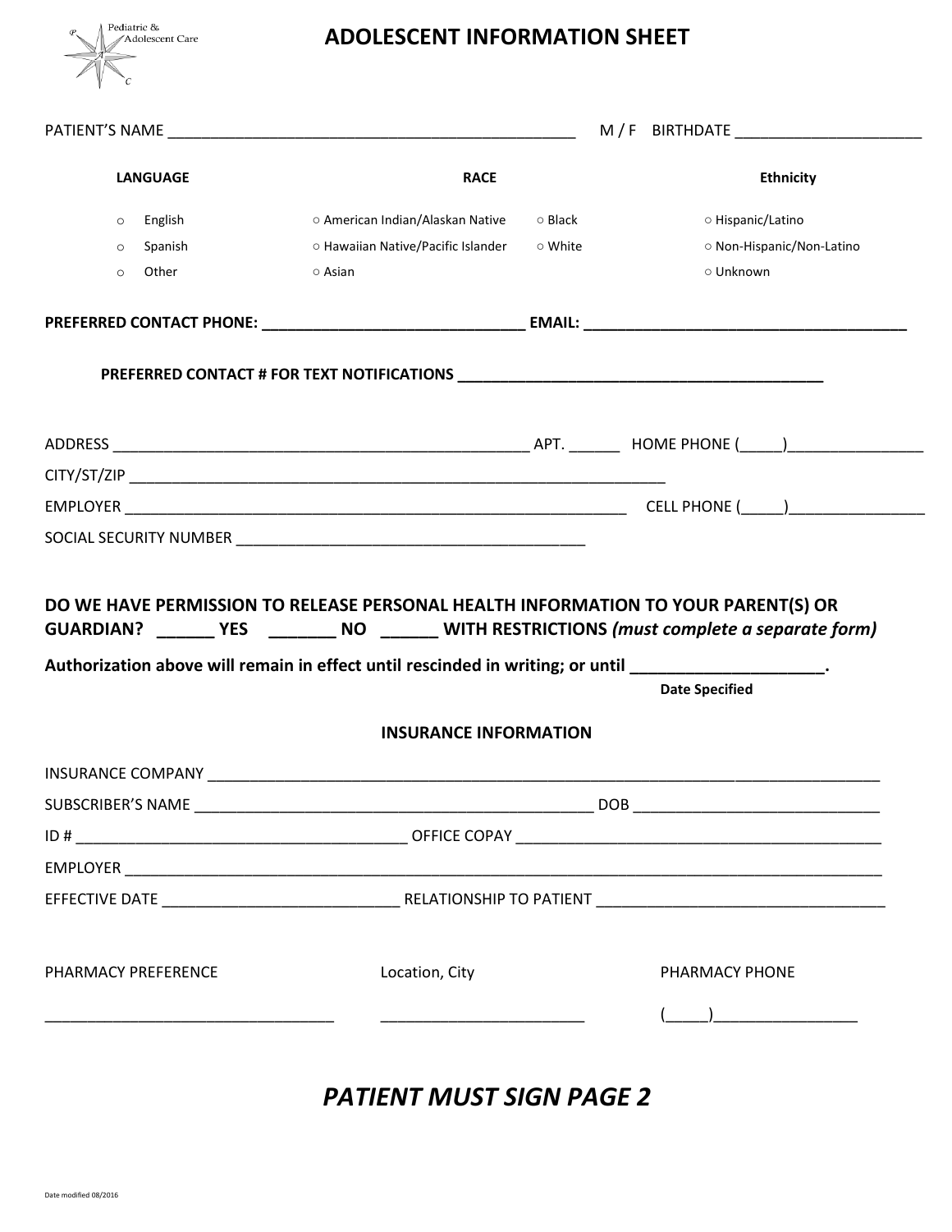Pediatric & Adolescent Care

# ADOLESCENT INFORMATION SHEET

PATIENT'S NAME ______________________________________________ M / F BIRTHDATE ____________________

| LANGUAGE | RACE | | Ethnicity |
|---|---|---|---|
| ○ English | ○ American Indian/Alaskan Native | ○ Black | ○ Hispanic/Latino |
| ○ Spanish | ○ Hawaiian Native/Pacific Islander | ○ White | ○ Non-Hispanic/Non-Latino |
| ○ Other | ○ Asian | | ○ Unknown |

**PREFERRED CONTACT PHONE: _____________________________ EMAIL: ___________________________________**

**PREFERRED CONTACT # FOR TEXT NOTIFICATIONS ________________________________________**

ADDRESS _______________________________________________ APT. ______ HOME PHONE (_____)_______________

CITY/ST/ZIP ____________________________________________________________

EMPLOYER ________________________________________________________ CELL PHONE (_____)_______________

SOCIAL SECURITY NUMBER ______________________________________

**DO WE HAVE PERMISSION TO RELEASE PERSONAL HEALTH INFORMATION TO YOUR PARENT(S) OR GUARDIAN? ______ YES _______ NO ______ WITH RESTRICTIONS *(must complete a separate form)***

**Authorization above will remain in effect until rescinded in writing; or until ____________________.**

**Date Specified**

## INSURANCE INFORMATION

INSURANCE COMPANY ___________________________________________________________________________

SUBSCRIBER'S NAME ____________________________________________ DOB ___________________________

ID # ____________________________________ OFFICE COPAY __________________________________________

EMPLOYER ____________________________________________________________________________________

EFFECTIVE DATE ___________________________ RELATIONSHIP TO PATIENT _______________________________

| PHARMACY PREFERENCE | Location, City | PHARMACY PHONE |
|---|---|---|
| ________________________________ | ______________________ | (_____)_______________ |

# *PATIENT MUST SIGN PAGE 2*

Date modified 08/2016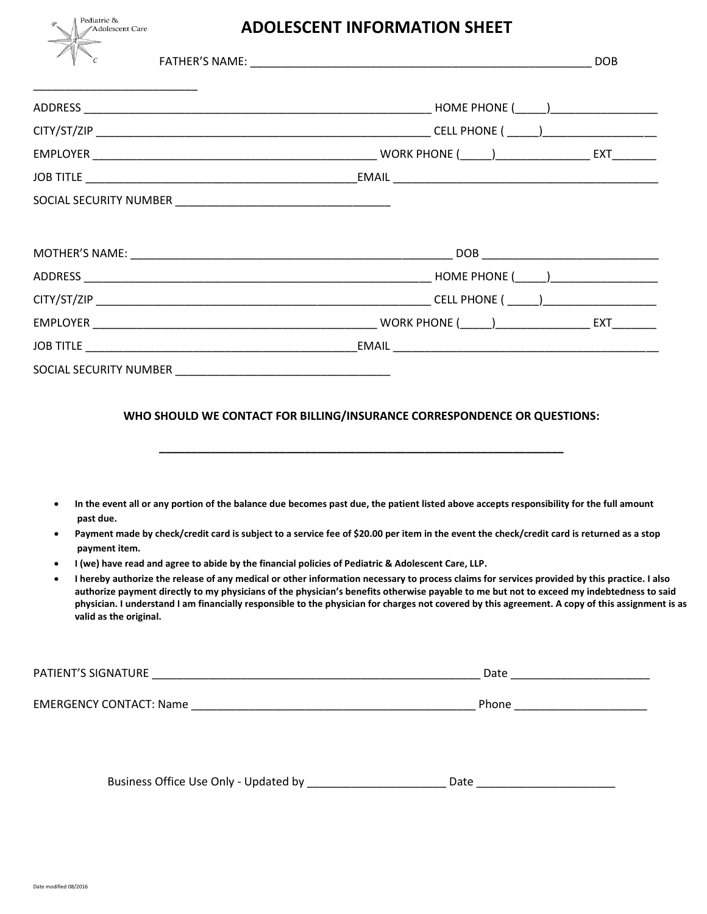Pediatric & Adolescent Care

# ADOLESCENT INFORMATION SHEET

FATHER'S NAME: ______________________________________________________ DOB ___________________________

ADDRESS _________________________________________________________ HOME PHONE (_____)_________________

CITY/ST/ZIP ________________________________________________________ CELL PHONE ( _____)__________________

EMPLOYER _______________________________________________ WORK PHONE (_____)_______________ EXT_______

JOB TITLE ____________________________________________EMAIL __________________________________________

SOCIAL SECURITY NUMBER ___________________________________

MOTHER'S NAME: _____________________________________________________ DOB ____________________________

ADDRESS _________________________________________________________ HOME PHONE (_____)_________________

CITY/ST/ZIP ________________________________________________________ CELL PHONE ( _____)__________________

EMPLOYER _______________________________________________ WORK PHONE (_____)_______________ EXT_______

JOB TITLE ____________________________________________EMAIL __________________________________________

SOCIAL SECURITY NUMBER ___________________________________

**WHO SHOULD WE CONTACT FOR BILLING/INSURANCE CORRESPONDENCE OR QUESTIONS:**

_________________________________________________________________

- **In the event all or any portion of the balance due becomes past due, the patient listed above accepts responsibility for the full amount past due.**
- **Payment made by check/credit card is subject to a service fee of $20.00 per item in the event the check/credit card is returned as a stop payment item.**
- **I (we) have read and agree to abide by the financial policies of Pediatric & Adolescent Care, LLP.**
- **I hereby authorize the release of any medical or other information necessary to process claims for services provided by this practice. I also authorize payment directly to my physicians of the physician's benefits otherwise payable to me but not to exceed my indebtedness to said physician. I understand I am financially responsible to the physician for charges not covered by this agreement. A copy of this assignment is as valid as the original.**

PATIENT'S SIGNATURE ______________________________________________________ Date ______________________

EMERGENCY CONTACT: Name ______________________________________________ Phone _____________________

Business Office Use Only - Updated by ______________________ Date ______________________

Date modified 08/2016